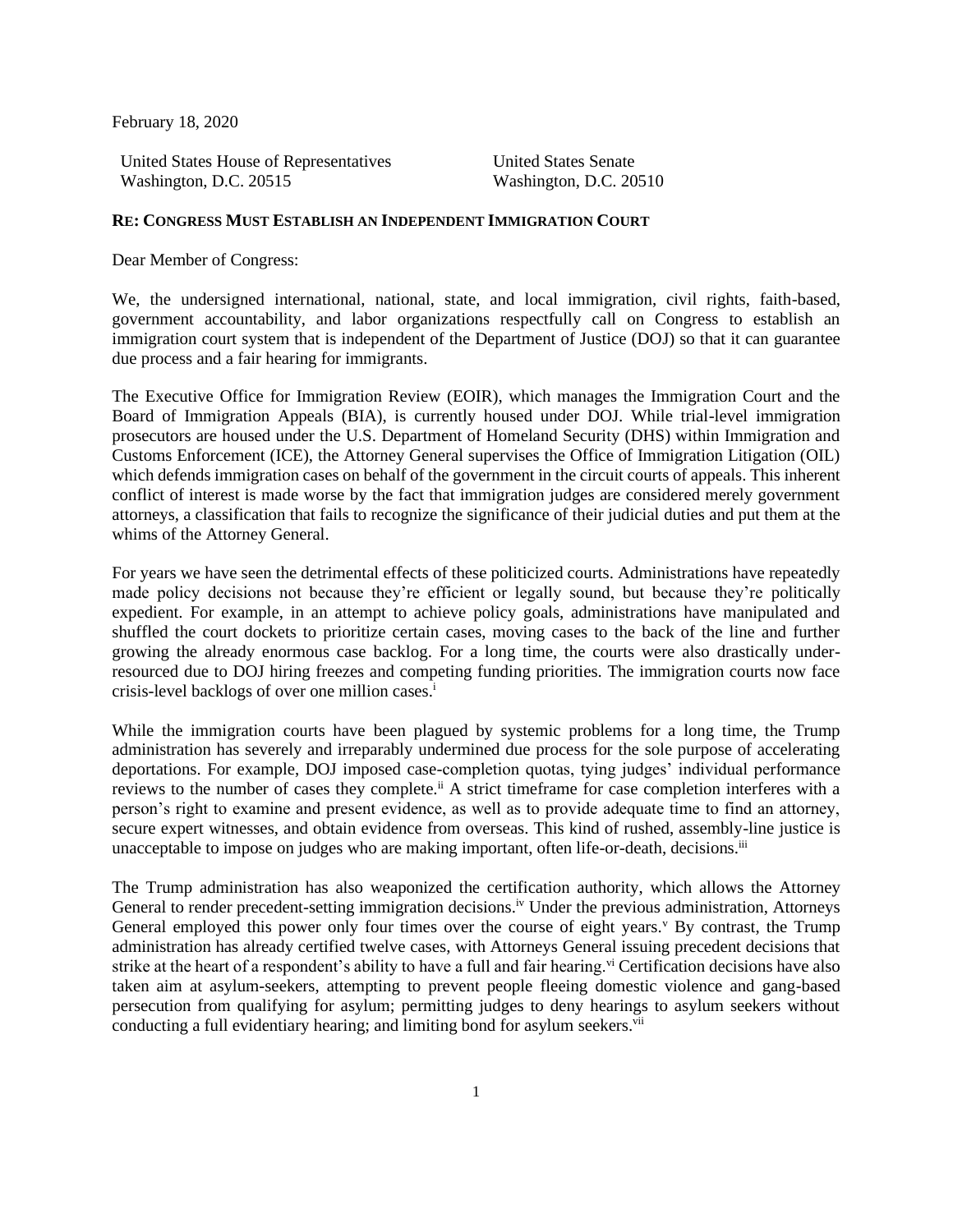February 18, 2020

United States House of Representatives
Washington, D.C. 20515

United States Senate
Washington, D.C. 20510

**RE: CONGRESS MUST ESTABLISH AN INDEPENDENT IMMIGRATION COURT**

Dear Member of Congress:

We, the undersigned international, national, state, and local immigration, civil rights, faith-based, government accountability, and labor organizations respectfully call on Congress to establish an immigration court system that is independent of the Department of Justice (DOJ) so that it can guarantee due process and a fair hearing for immigrants.

The Executive Office for Immigration Review (EOIR), which manages the Immigration Court and the Board of Immigration Appeals (BIA), is currently housed under DOJ. While trial-level immigration prosecutors are housed under the U.S. Department of Homeland Security (DHS) within Immigration and Customs Enforcement (ICE), the Attorney General supervises the Office of Immigration Litigation (OIL) which defends immigration cases on behalf of the government in the circuit courts of appeals. This inherent conflict of interest is made worse by the fact that immigration judges are considered merely government attorneys, a classification that fails to recognize the significance of their judicial duties and put them at the whims of the Attorney General.

For years we have seen the detrimental effects of these politicized courts. Administrations have repeatedly made policy decisions not because they're efficient or legally sound, but because they're politically expedient. For example, in an attempt to achieve policy goals, administrations have manipulated and shuffled the court dockets to prioritize certain cases, moving cases to the back of the line and further growing the already enormous case backlog. For a long time, the courts were also drastically under-resourced due to DOJ hiring freezes and competing funding priorities. The immigration courts now face crisis-level backlogs of over one million cases.[i]

While the immigration courts have been plagued by systemic problems for a long time, the Trump administration has severely and irreparably undermined due process for the sole purpose of accelerating deportations. For example, DOJ imposed case-completion quotas, tying judges' individual performance reviews to the number of cases they complete.[ii] A strict timeframe for case completion interferes with a person's right to examine and present evidence, as well as to provide adequate time to find an attorney, secure expert witnesses, and obtain evidence from overseas. This kind of rushed, assembly-line justice is unacceptable to impose on judges who are making important, often life-or-death, decisions.[iii]

The Trump administration has also weaponized the certification authority, which allows the Attorney General to render precedent-setting immigration decisions.[iv] Under the previous administration, Attorneys General employed this power only four times over the course of eight years.[v] By contrast, the Trump administration has already certified twelve cases, with Attorneys General issuing precedent decisions that strike at the heart of a respondent's ability to have a full and fair hearing.[vi] Certification decisions have also taken aim at asylum-seekers, attempting to prevent people fleeing domestic violence and gang-based persecution from qualifying for asylum; permitting judges to deny hearings to asylum seekers without conducting a full evidentiary hearing; and limiting bond for asylum seekers.[vii]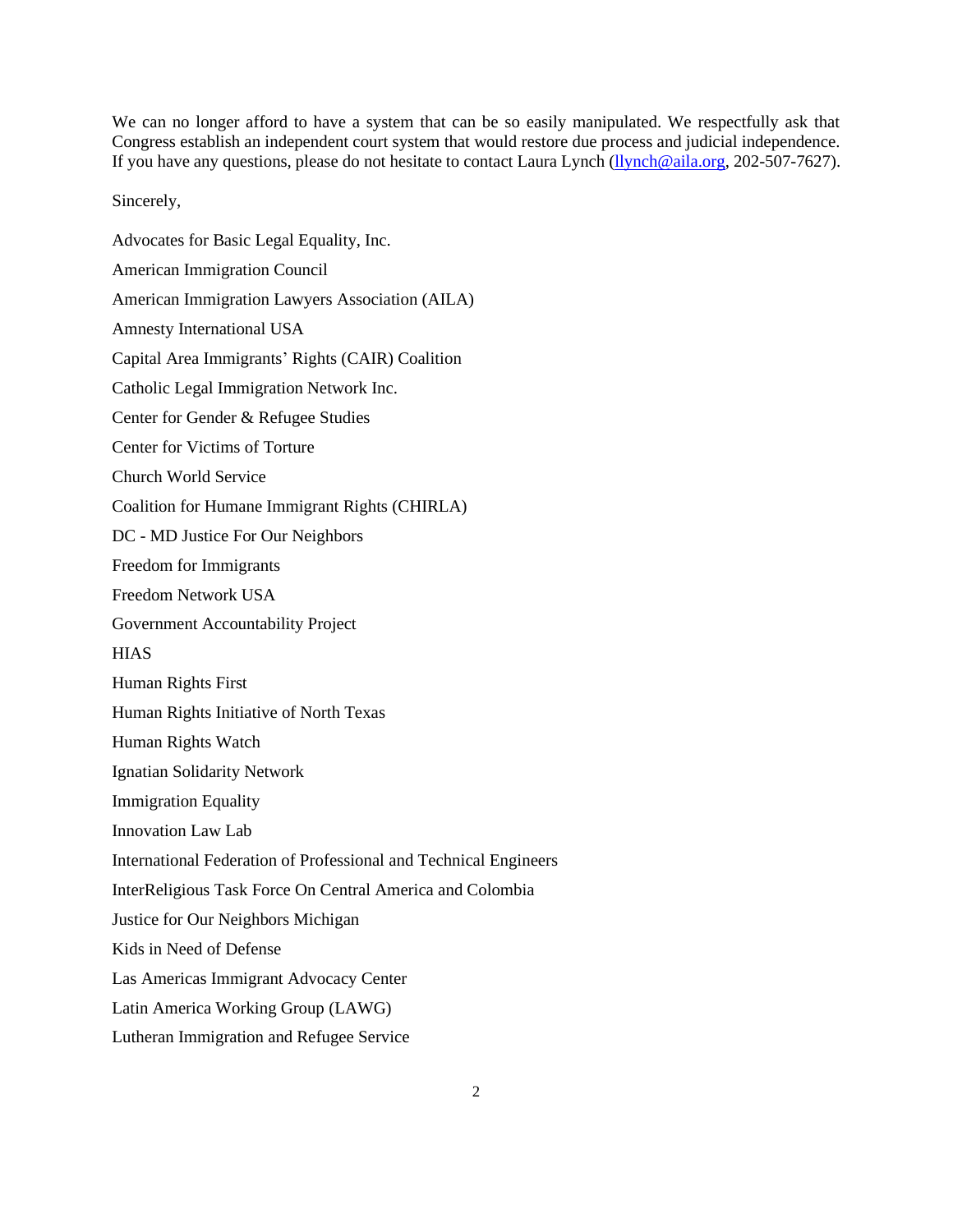We can no longer afford to have a system that can be so easily manipulated. We respectfully ask that Congress establish an independent court system that would restore due process and judicial independence. If you have any questions, please do not hesitate to contact Laura Lynch (llynch@aila.org, 202-507-7627).

Sincerely,

Advocates for Basic Legal Equality, Inc.

American Immigration Council

American Immigration Lawyers Association (AILA)

Amnesty International USA

Capital Area Immigrants' Rights (CAIR) Coalition

Catholic Legal Immigration Network Inc.

Center for Gender & Refugee Studies

Center for Victims of Torture

Church World Service

Coalition for Humane Immigrant Rights (CHIRLA)

DC - MD Justice For Our Neighbors

Freedom for Immigrants

Freedom Network USA

Government Accountability Project

HIAS

Human Rights First

Human Rights Initiative of North Texas

Human Rights Watch

Ignatian Solidarity Network

Immigration Equality

Innovation Law Lab

International Federation of Professional and Technical Engineers

InterReligious Task Force On Central America and Colombia

Justice for Our Neighbors Michigan

Kids in Need of Defense

Las Americas Immigrant Advocacy Center

Latin America Working Group (LAWG)

Lutheran Immigration and Refugee Service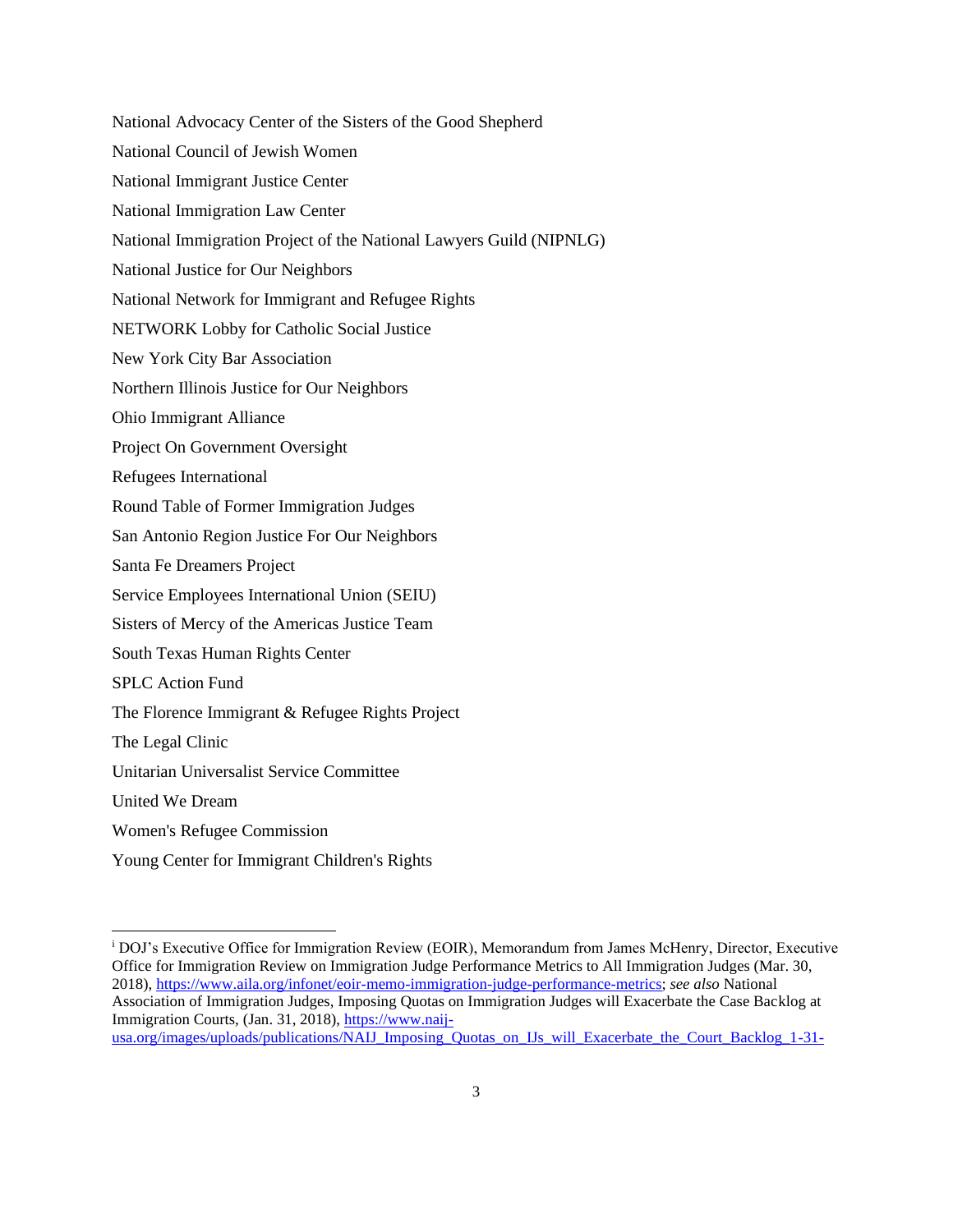National Advocacy Center of the Sisters of the Good Shepherd

National Council of Jewish Women

National Immigrant Justice Center

National Immigration Law Center

National Immigration Project of the National Lawyers Guild (NIPNLG)

National Justice for Our Neighbors

National Network for Immigrant and Refugee Rights

NETWORK Lobby for Catholic Social Justice

New York City Bar Association

Northern Illinois Justice for Our Neighbors

Ohio Immigrant Alliance

Project On Government Oversight

Refugees International

Round Table of Former Immigration Judges

San Antonio Region Justice For Our Neighbors

Santa Fe Dreamers Project

Service Employees International Union (SEIU)

Sisters of Mercy of the Americas Justice Team

South Texas Human Rights Center

SPLC Action Fund

The Florence Immigrant & Refugee Rights Project

The Legal Clinic

Unitarian Universalist Service Committee

United We Dream

Women's Refugee Commission

Young Center for Immigrant Children's Rights

---

[i] DOJ's Executive Office for Immigration Review (EOIR), Memorandum from James McHenry, Director, Executive Office for Immigration Review on Immigration Judge Performance Metrics to All Immigration Judges (Mar. 30, 2018), https://www.aila.org/infonet/eoir-memo-immigration-judge-performance-metrics; *see also* National Association of Immigration Judges, Imposing Quotas on Immigration Judges will Exacerbate the Case Backlog at Immigration Courts, (Jan. 31, 2018), https://www.naij-usa.org/images/uploads/publications/NAIJ_Imposing_Quotas_on_IJs_will_Exacerbate_the_Court_Backlog_1-31-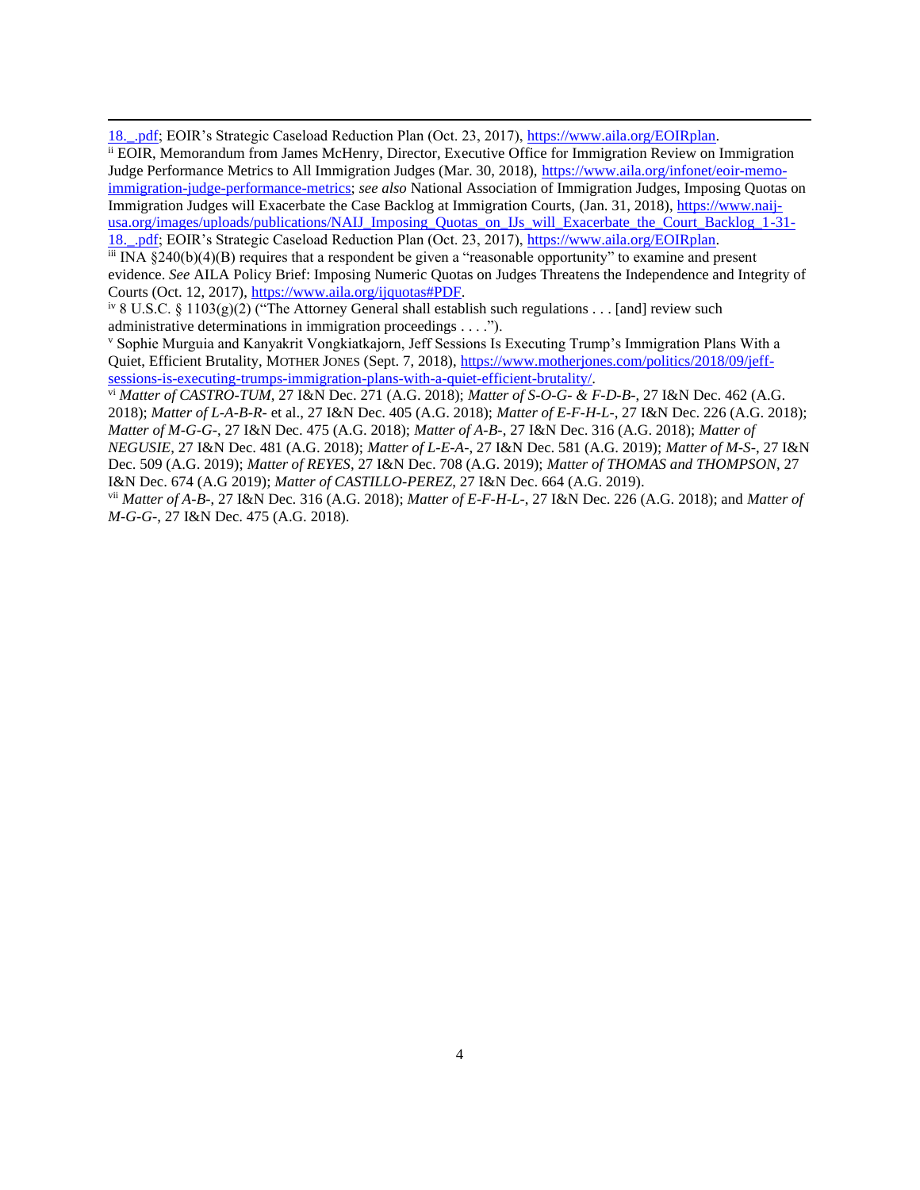18._.pdf; EOIR's Strategic Caseload Reduction Plan (Oct. 23, 2017), https://www.aila.org/EOIRplan.

[ii] EOIR, Memorandum from James McHenry, Director, Executive Office for Immigration Review on Immigration Judge Performance Metrics to All Immigration Judges (Mar. 30, 2018), https://www.aila.org/infonet/eoir-memo-immigration-judge-performance-metrics; *see also* National Association of Immigration Judges, Imposing Quotas on Immigration Judges will Exacerbate the Case Backlog at Immigration Courts, (Jan. 31, 2018), https://www.naij-usa.org/images/uploads/publications/NAIJ_Imposing_Quotas_on_IJs_will_Exacerbate_the_Court_Backlog_1-31-18._.pdf; EOIR's Strategic Caseload Reduction Plan (Oct. 23, 2017), https://www.aila.org/EOIRplan.

[iii] INA §240(b)(4)(B) requires that a respondent be given a "reasonable opportunity" to examine and present evidence. *See* AILA Policy Brief: Imposing Numeric Quotas on Judges Threatens the Independence and Integrity of Courts (Oct. 12, 2017), https://www.aila.org/ijquotas#PDF.

[iv] 8 U.S.C. § 1103(g)(2) ("The Attorney General shall establish such regulations . . . [and] review such administrative determinations in immigration proceedings . . . .").

[v] Sophie Murguia and Kanyakrit Vongkiatkajorn, Jeff Sessions Is Executing Trump's Immigration Plans With a Quiet, Efficient Brutality, MOTHER JONES (Sept. 7, 2018), https://www.motherjones.com/politics/2018/09/jeff-sessions-is-executing-trumps-immigration-plans-with-a-quiet-efficient-brutality/.

[vi] *Matter of CASTRO-TUM*, 27 I&N Dec. 271 (A.G. 2018); *Matter of S-O-G- & F-D-B-*, 27 I&N Dec. 462 (A.G. 2018); *Matter of L-A-B-R-* et al., 27 I&N Dec. 405 (A.G. 2018); *Matter of E-F-H-L-*, 27 I&N Dec. 226 (A.G. 2018); *Matter of M-G-G-*, 27 I&N Dec. 475 (A.G. 2018); *Matter of A-B-*, 27 I&N Dec. 316 (A.G. 2018); *Matter of NEGUSIE*, 27 I&N Dec. 481 (A.G. 2018); *Matter of L-E-A-*, 27 I&N Dec. 581 (A.G. 2019); *Matter of M-S-*, 27 I&N Dec. 509 (A.G. 2019); *Matter of REYES*, 27 I&N Dec. 708 (A.G. 2019); *Matter of THOMAS and THOMPSON*, 27 I&N Dec. 674 (A.G 2019); *Matter of CASTILLO-PEREZ*, 27 I&N Dec. 664 (A.G. 2019).

[vii] *Matter of A-B-*, 27 I&N Dec. 316 (A.G. 2018); *Matter of E-F-H-L-*, 27 I&N Dec. 226 (A.G. 2018); and *Matter of M-G-G-*, 27 I&N Dec. 475 (A.G. 2018).